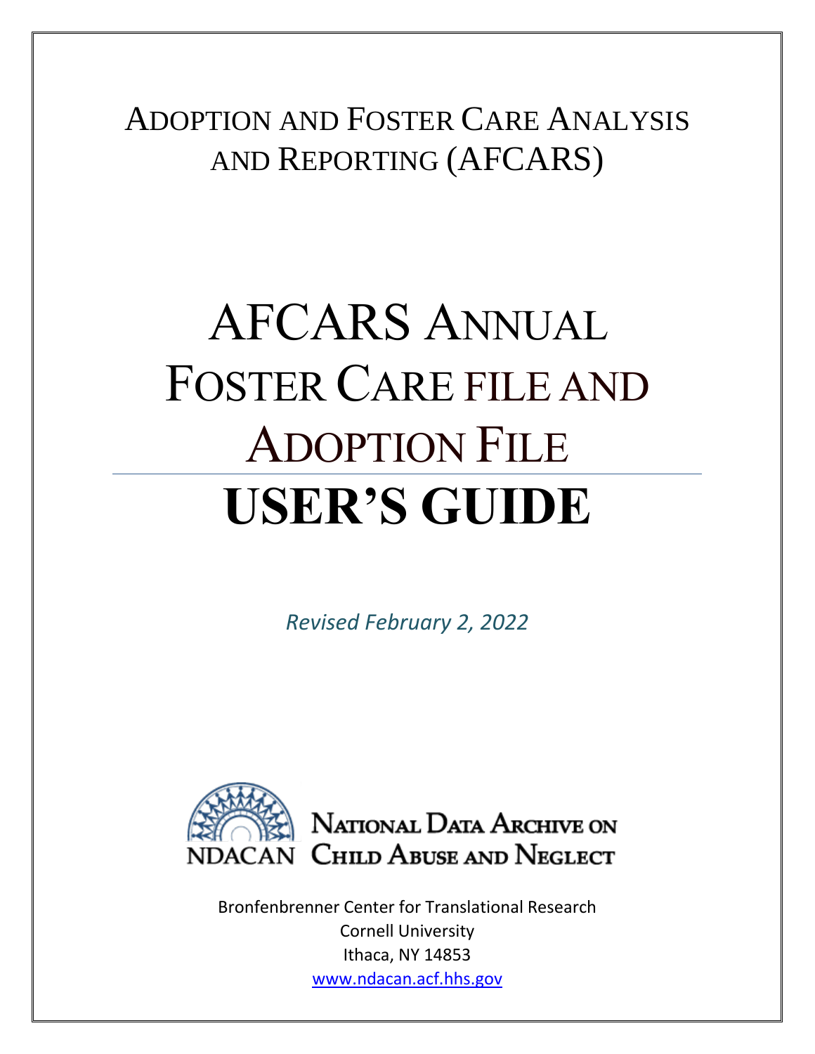# Adoption and Foster Care Analysis and Reporting (AFCARS)

# AFCARS Annual Foster Care file and Adoption File

# USER'S GUIDE

*Revised February 2, 2022*

National Data Archive on Child Abuse and Neglect

NDACAN

Bronfenbrenner Center for Translational Research
Cornell University
Ithaca, NY 14853
www.ndacan.acf.hhs.gov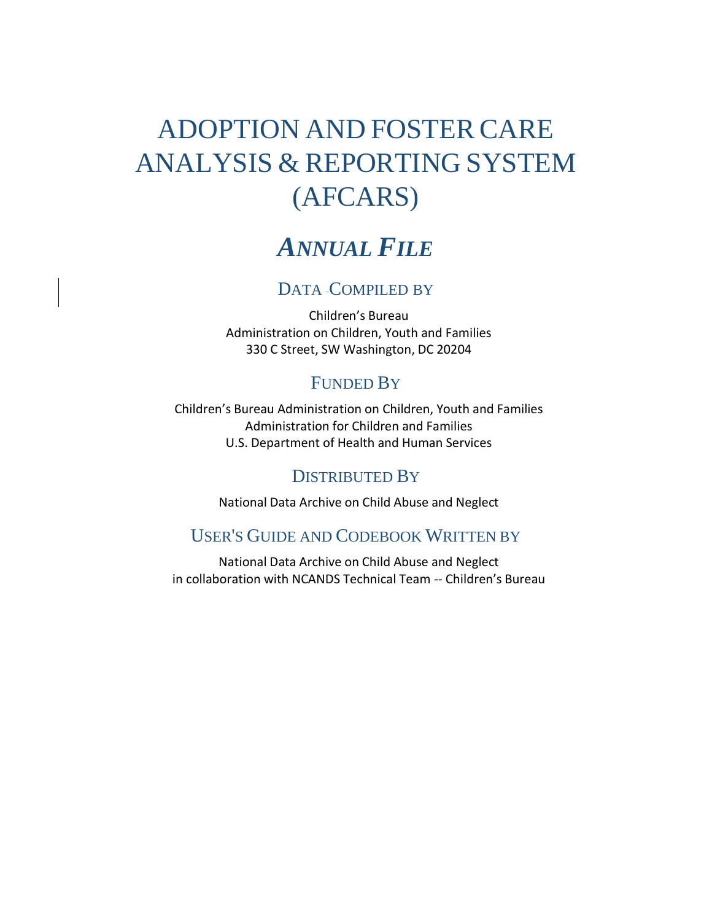# ADOPTION AND FOSTER CARE ANALYSIS & REPORTING SYSTEM (AFCARS)

## *ANNUAL FILE*

### DATA COMPILED BY

Children's Bureau
Administration on Children, Youth and Families
330 C Street, SW Washington, DC 20204

### FUNDED BY

Children's Bureau Administration on Children, Youth and Families
Administration for Children and Families
U.S. Department of Health and Human Services

### DISTRIBUTED BY

National Data Archive on Child Abuse and Neglect

### USER'S GUIDE AND CODEBOOK WRITTEN BY

National Data Archive on Child Abuse and Neglect
in collaboration with NCANDS Technical Team -- Children's Bureau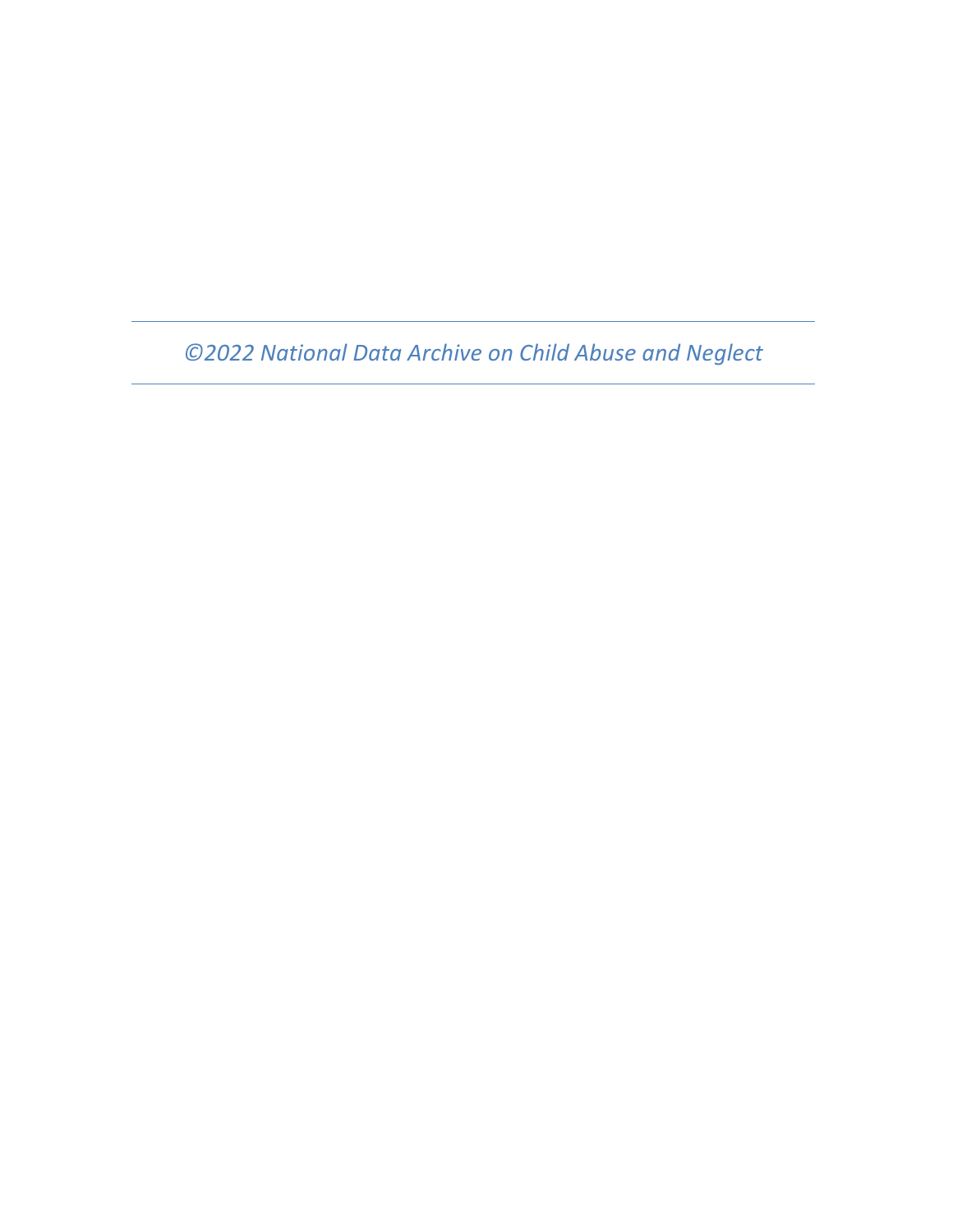---

*©2022 National Data Archive on Child Abuse and Neglect*

---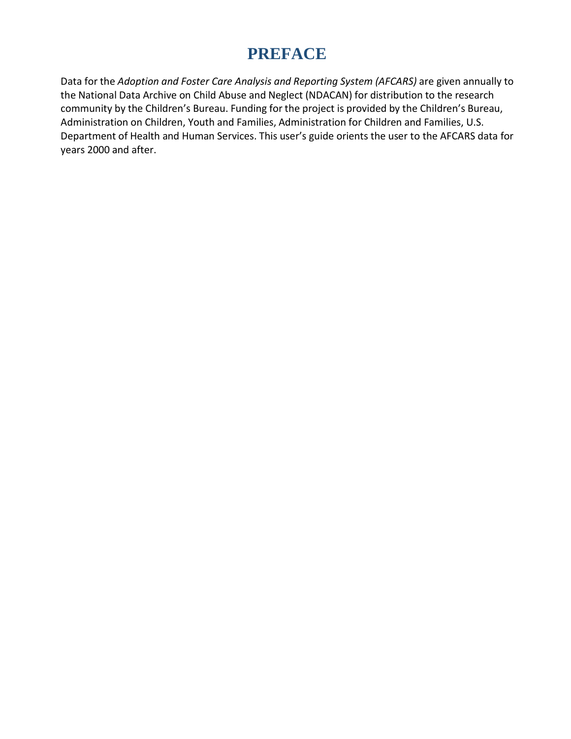# PREFACE

Data for the *Adoption and Foster Care Analysis and Reporting System (AFCARS)* are given annually to the National Data Archive on Child Abuse and Neglect (NDACAN) for distribution to the research community by the Children's Bureau. Funding for the project is provided by the Children's Bureau, Administration on Children, Youth and Families, Administration for Children and Families, U.S. Department of Health and Human Services. This user's guide orients the user to the AFCARS data for years 2000 and after.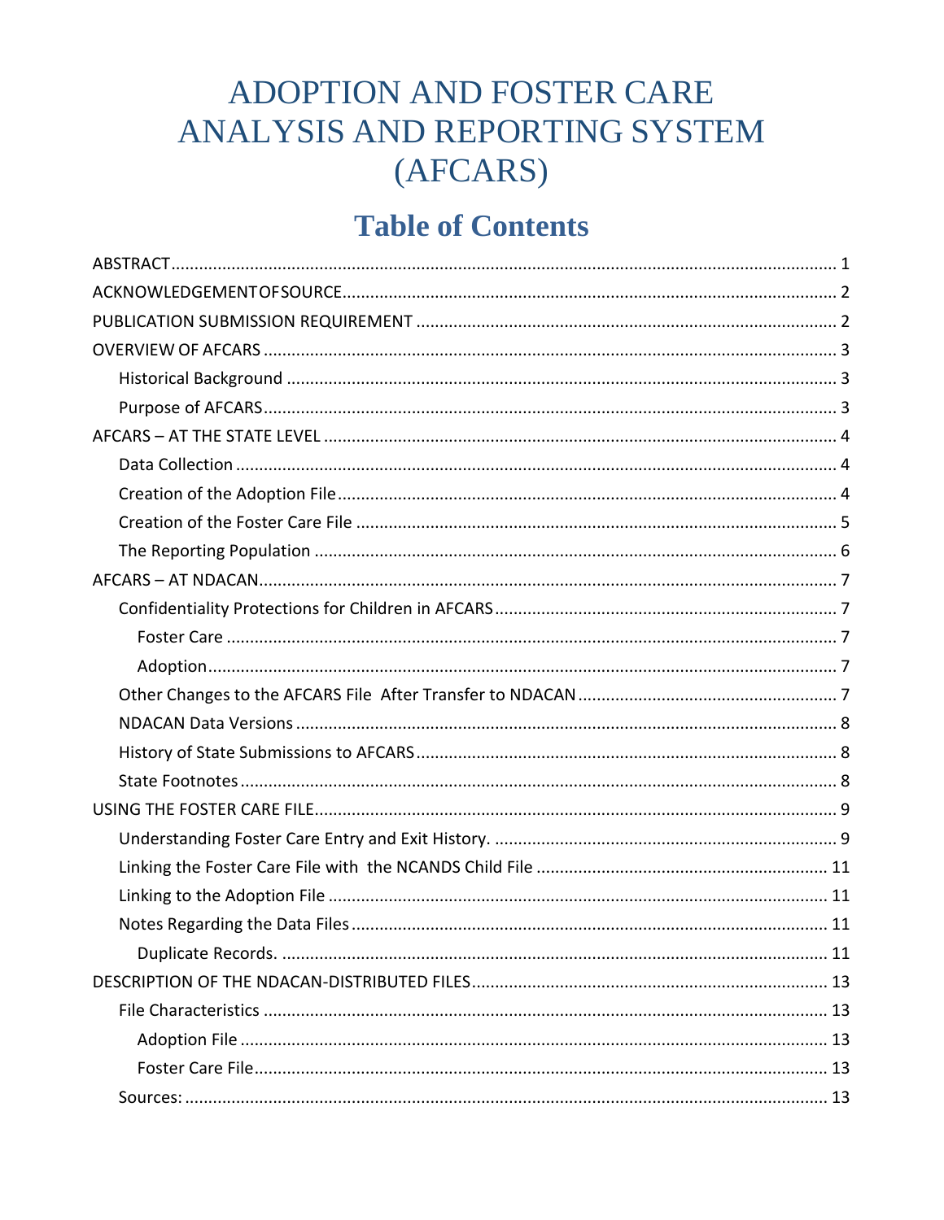# ADOPTION AND FOSTER CARE ANALYSIS AND REPORTING SYSTEM (AFCARS)

## Table of Contents

ABSTRACT ..... 1

ACKNOWLEDGEMENT OF SOURCE ..... 2

PUBLICATION SUBMISSION REQUIREMENT ..... 2

OVERVIEW OF AFCARS ..... 3

- Historical Background ..... 3
- Purpose of AFCARS ..... 3

AFCARS – AT THE STATE LEVEL ..... 4

- Data Collection ..... 4
- Creation of the Adoption File ..... 4
- Creation of the Foster Care File ..... 5
- The Reporting Population ..... 6

AFCARS – AT NDACAN ..... 7

- Confidentiality Protections for Children in AFCARS ..... 7
  - Foster Care ..... 7
  - Adoption ..... 7
- Other Changes to the AFCARS File After Transfer to NDACAN ..... 7
- NDACAN Data Versions ..... 8
- History of State Submissions to AFCARS ..... 8
- State Footnotes ..... 8

USING THE FOSTER CARE FILE ..... 9

- Understanding Foster Care Entry and Exit History. ..... 9
- Linking the Foster Care File with the NCANDS Child File ..... 11
- Linking to the Adoption File ..... 11
- Notes Regarding the Data Files ..... 11
  - Duplicate Records. ..... 11

DESCRIPTION OF THE NDACAN-DISTRIBUTED FILES ..... 13

- File Characteristics ..... 13
  - Adoption File ..... 13
  - Foster Care File ..... 13
- Sources: ..... 13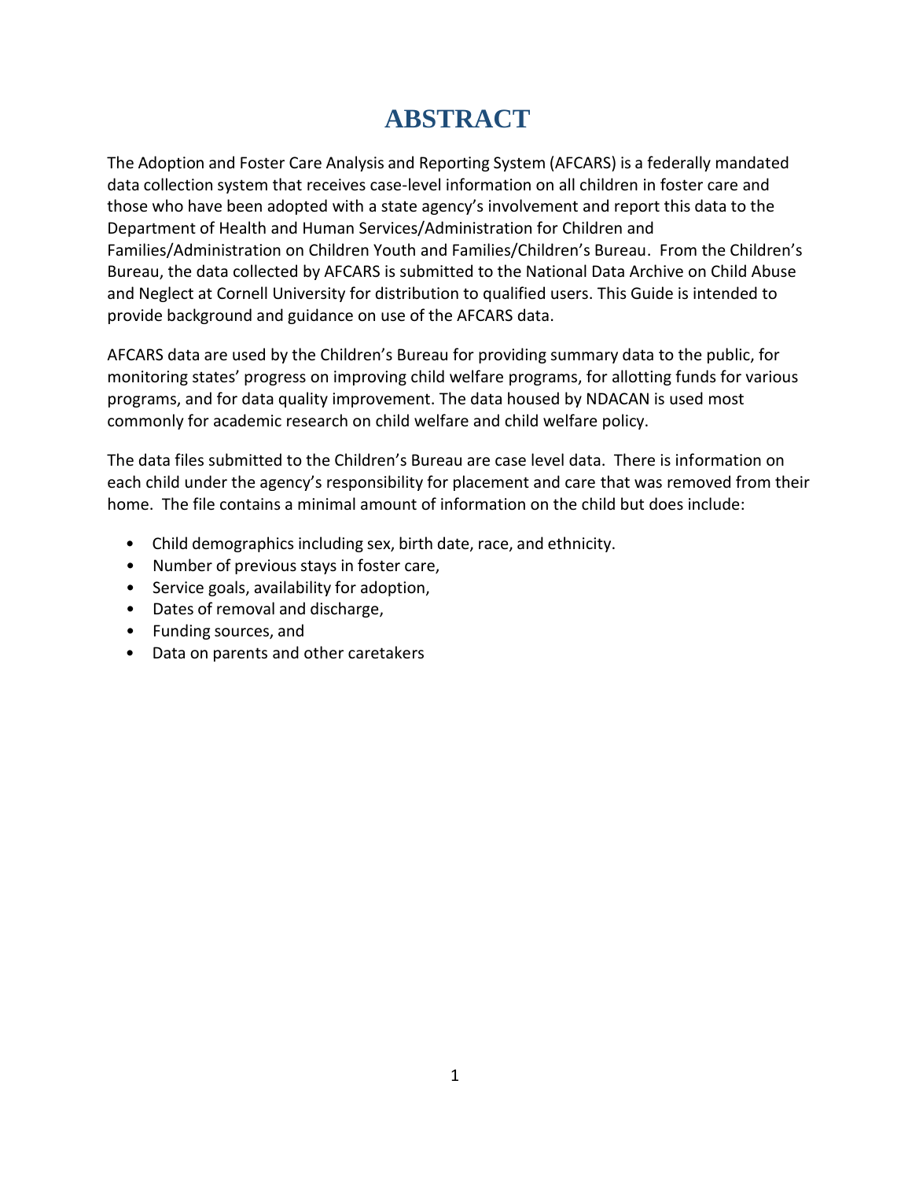# ABSTRACT

The Adoption and Foster Care Analysis and Reporting System (AFCARS) is a federally mandated data collection system that receives case-level information on all children in foster care and those who have been adopted with a state agency's involvement and report this data to the Department of Health and Human Services/Administration for Children and Families/Administration on Children Youth and Families/Children's Bureau. From the Children's Bureau, the data collected by AFCARS is submitted to the National Data Archive on Child Abuse and Neglect at Cornell University for distribution to qualified users. This Guide is intended to provide background and guidance on use of the AFCARS data.

AFCARS data are used by the Children's Bureau for providing summary data to the public, for monitoring states' progress on improving child welfare programs, for allotting funds for various programs, and for data quality improvement. The data housed by NDACAN is used most commonly for academic research on child welfare and child welfare policy.

The data files submitted to the Children's Bureau are case level data. There is information on each child under the agency's responsibility for placement and care that was removed from their home. The file contains a minimal amount of information on the child but does include:

- Child demographics including sex, birth date, race, and ethnicity.
- Number of previous stays in foster care,
- Service goals, availability for adoption,
- Dates of removal and discharge,
- Funding sources, and
- Data on parents and other caretakers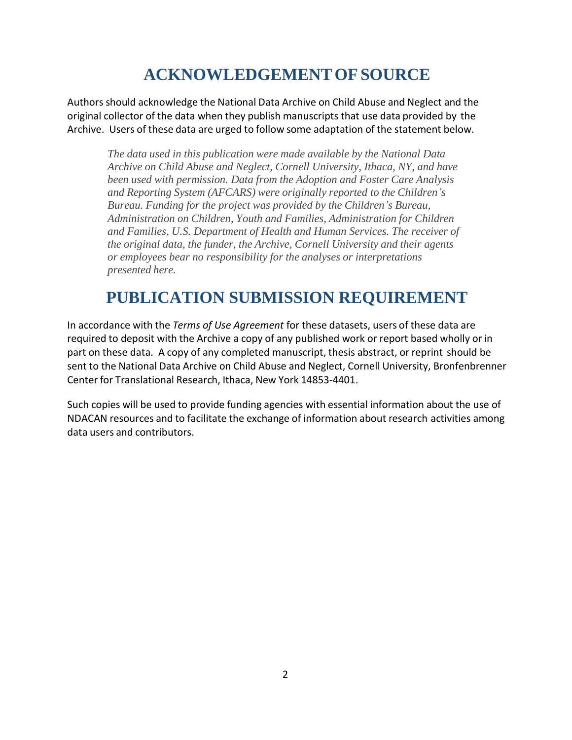# ACKNOWLEDGEMENT OF SOURCE

Authors should acknowledge the National Data Archive on Child Abuse and Neglect and the original collector of the data when they publish manuscripts that use data provided by the Archive. Users of these data are urged to follow some adaptation of the statement below.

> *The data used in this publication were made available by the National Data Archive on Child Abuse and Neglect, Cornell University, Ithaca, NY, and have been used with permission. Data from the Adoption and Foster Care Analysis and Reporting System (AFCARS) were originally reported to the Children's Bureau. Funding for the project was provided by the Children's Bureau, Administration on Children, Youth and Families, Administration for Children and Families, U.S. Department of Health and Human Services. The receiver of the original data, the funder, the Archive, Cornell University and their agents or employees bear no responsibility for the analyses or interpretations presented here.*

# PUBLICATION SUBMISSION REQUIREMENT

In accordance with the *Terms of Use Agreement* for these datasets, users of these data are required to deposit with the Archive a copy of any published work or report based wholly or in part on these data. A copy of any completed manuscript, thesis abstract, or reprint should be sent to the National Data Archive on Child Abuse and Neglect, Cornell University, Bronfenbrenner Center for Translational Research, Ithaca, New York 14853-4401.

Such copies will be used to provide funding agencies with essential information about the use of NDACAN resources and to facilitate the exchange of information about research activities among data users and contributors.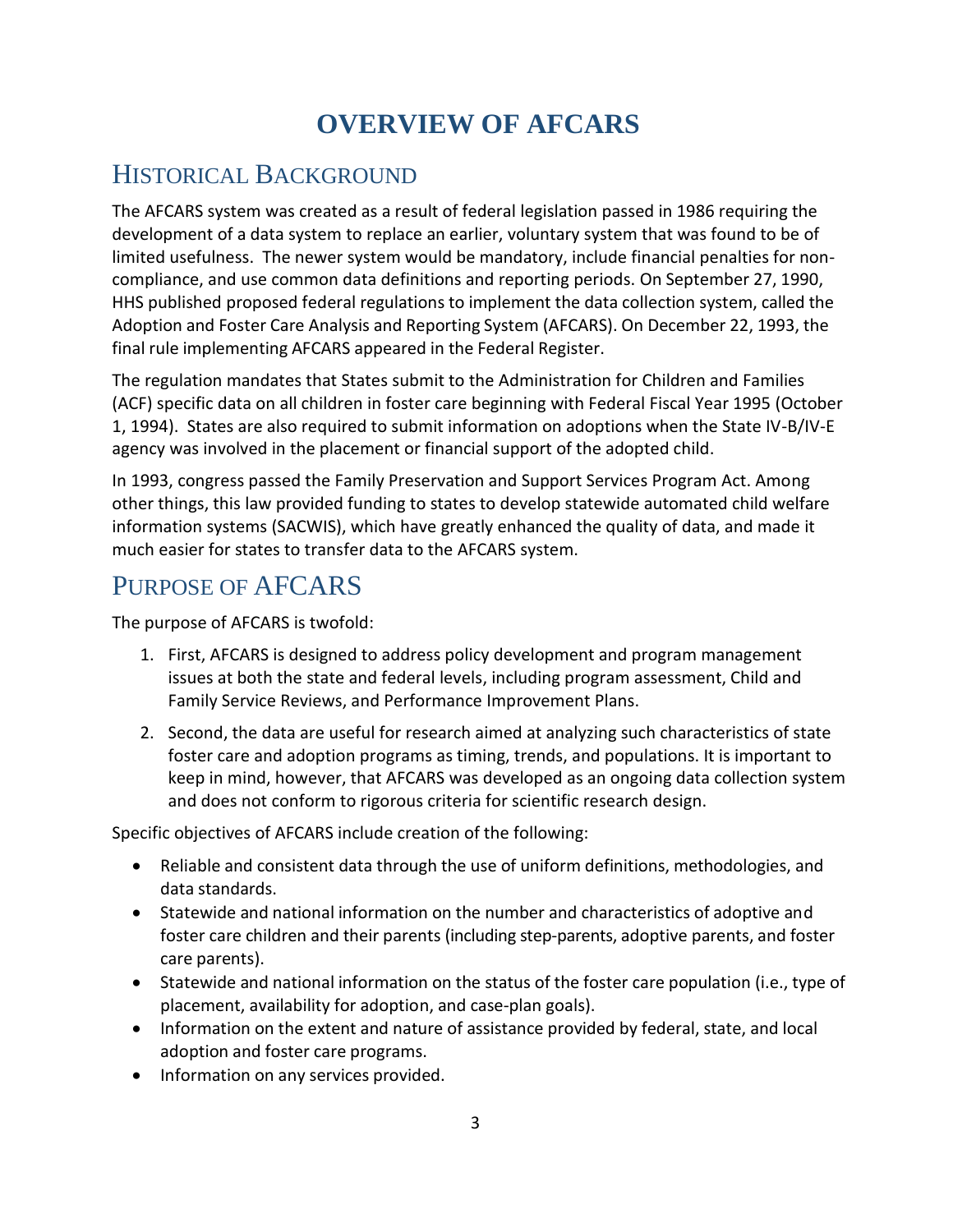# OVERVIEW OF AFCARS

## Historical Background

The AFCARS system was created as a result of federal legislation passed in 1986 requiring the development of a data system to replace an earlier, voluntary system that was found to be of limited usefulness. The newer system would be mandatory, include financial penalties for non-compliance, and use common data definitions and reporting periods. On September 27, 1990, HHS published proposed federal regulations to implement the data collection system, called the Adoption and Foster Care Analysis and Reporting System (AFCARS). On December 22, 1993, the final rule implementing AFCARS appeared in the Federal Register.

The regulation mandates that States submit to the Administration for Children and Families (ACF) specific data on all children in foster care beginning with Federal Fiscal Year 1995 (October 1, 1994). States are also required to submit information on adoptions when the State IV-B/IV-E agency was involved in the placement or financial support of the adopted child.

In 1993, congress passed the Family Preservation and Support Services Program Act. Among other things, this law provided funding to states to develop statewide automated child welfare information systems (SACWIS), which have greatly enhanced the quality of data, and made it much easier for states to transfer data to the AFCARS system.

## Purpose of AFCARS

The purpose of AFCARS is twofold:

1. First, AFCARS is designed to address policy development and program management issues at both the state and federal levels, including program assessment, Child and Family Service Reviews, and Performance Improvement Plans.
2. Second, the data are useful for research aimed at analyzing such characteristics of state foster care and adoption programs as timing, trends, and populations. It is important to keep in mind, however, that AFCARS was developed as an ongoing data collection system and does not conform to rigorous criteria for scientific research design.

Specific objectives of AFCARS include creation of the following:

- Reliable and consistent data through the use of uniform definitions, methodologies, and data standards.
- Statewide and national information on the number and characteristics of adoptive and foster care children and their parents (including step-parents, adoptive parents, and foster care parents).
- Statewide and national information on the status of the foster care population (i.e., type of placement, availability for adoption, and case-plan goals).
- Information on the extent and nature of assistance provided by federal, state, and local adoption and foster care programs.
- Information on any services provided.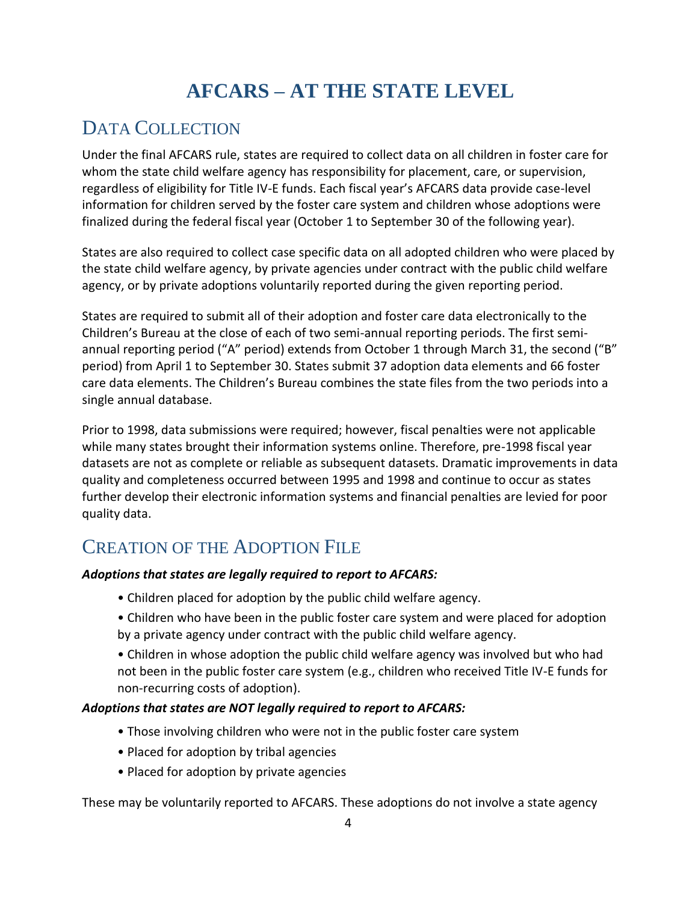# AFCARS – AT THE STATE LEVEL

## Data Collection

Under the final AFCARS rule, states are required to collect data on all children in foster care for whom the state child welfare agency has responsibility for placement, care, or supervision, regardless of eligibility for Title IV-E funds. Each fiscal year's AFCARS data provide case-level information for children served by the foster care system and children whose adoptions were finalized during the federal fiscal year (October 1 to September 30 of the following year).

States are also required to collect case specific data on all adopted children who were placed by the state child welfare agency, by private agencies under contract with the public child welfare agency, or by private adoptions voluntarily reported during the given reporting period.

States are required to submit all of their adoption and foster care data electronically to the Children's Bureau at the close of each of two semi-annual reporting periods. The first semi-annual reporting period ("A" period) extends from October 1 through March 31, the second ("B" period) from April 1 to September 30. States submit 37 adoption data elements and 66 foster care data elements. The Children's Bureau combines the state files from the two periods into a single annual database.

Prior to 1998, data submissions were required; however, fiscal penalties were not applicable while many states brought their information systems online. Therefore, pre-1998 fiscal year datasets are not as complete or reliable as subsequent datasets. Dramatic improvements in data quality and completeness occurred between 1995 and 1998 and continue to occur as states further develop their electronic information systems and financial penalties are levied for poor quality data.

## Creation of the Adoption File

***Adoptions that states are legally required to report to AFCARS:***

- Children placed for adoption by the public child welfare agency.
- Children who have been in the public foster care system and were placed for adoption by a private agency under contract with the public child welfare agency.
- Children in whose adoption the public child welfare agency was involved but who had not been in the public foster care system (e.g., children who received Title IV-E funds for non-recurring costs of adoption).

***Adoptions that states are NOT legally required to report to AFCARS:***

- Those involving children who were not in the public foster care system
- Placed for adoption by tribal agencies
- Placed for adoption by private agencies

These may be voluntarily reported to AFCARS. These adoptions do not involve a state agency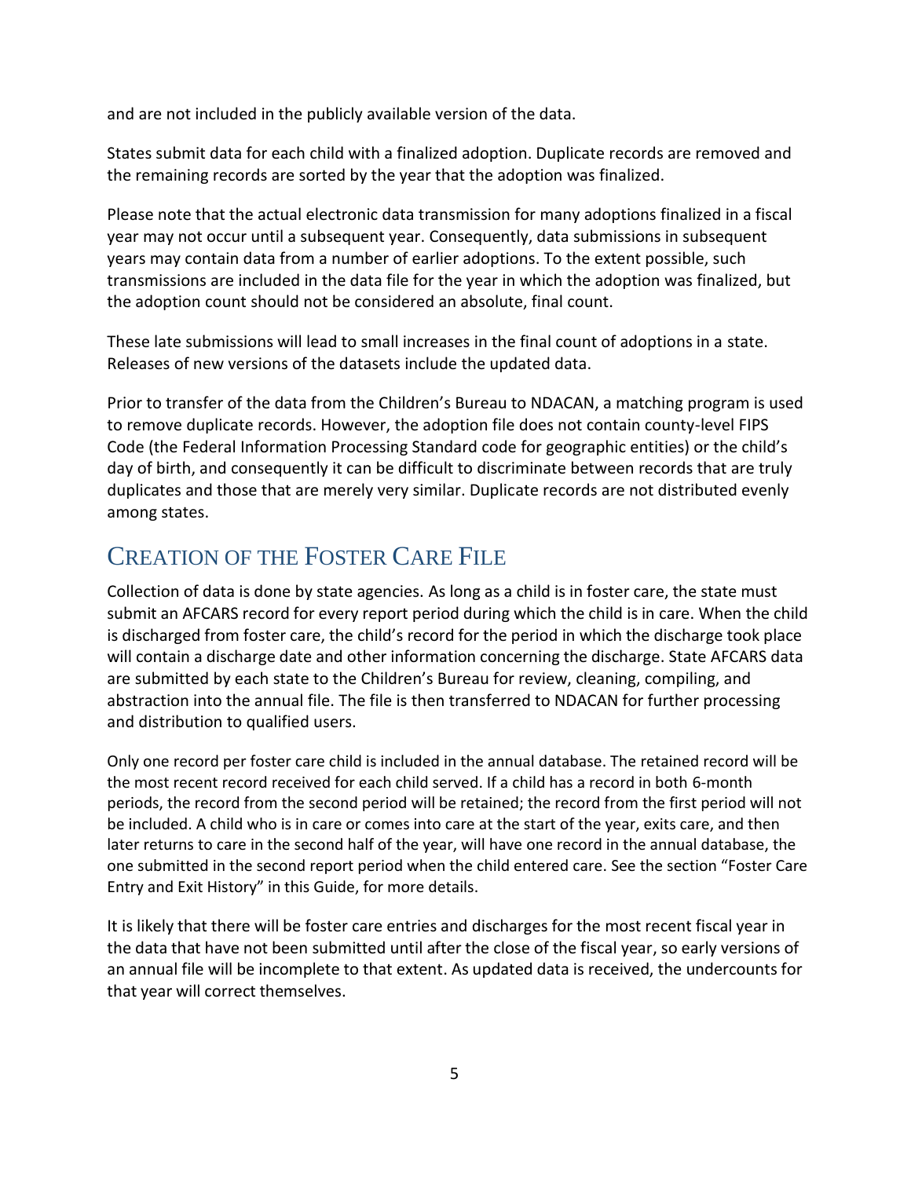and are not included in the publicly available version of the data.

States submit data for each child with a finalized adoption. Duplicate records are removed and the remaining records are sorted by the year that the adoption was finalized.

Please note that the actual electronic data transmission for many adoptions finalized in a fiscal year may not occur until a subsequent year. Consequently, data submissions in subsequent years may contain data from a number of earlier adoptions. To the extent possible, such transmissions are included in the data file for the year in which the adoption was finalized, but the adoption count should not be considered an absolute, final count.

These late submissions will lead to small increases in the final count of adoptions in a state. Releases of new versions of the datasets include the updated data.

Prior to transfer of the data from the Children's Bureau to NDACAN, a matching program is used to remove duplicate records. However, the adoption file does not contain county-level FIPS Code (the Federal Information Processing Standard code for geographic entities) or the child's day of birth, and consequently it can be difficult to discriminate between records that are truly duplicates and those that are merely very similar. Duplicate records are not distributed evenly among states.

## Creation of the Foster Care File

Collection of data is done by state agencies. As long as a child is in foster care, the state must submit an AFCARS record for every report period during which the child is in care. When the child is discharged from foster care, the child's record for the period in which the discharge took place will contain a discharge date and other information concerning the discharge. State AFCARS data are submitted by each state to the Children's Bureau for review, cleaning, compiling, and abstraction into the annual file. The file is then transferred to NDACAN for further processing and distribution to qualified users.

Only one record per foster care child is included in the annual database. The retained record will be the most recent record received for each child served. If a child has a record in both 6-month periods, the record from the second period will be retained; the record from the first period will not be included. A child who is in care or comes into care at the start of the year, exits care, and then later returns to care in the second half of the year, will have one record in the annual database, the one submitted in the second report period when the child entered care. See the section "Foster Care Entry and Exit History" in this Guide, for more details.

It is likely that there will be foster care entries and discharges for the most recent fiscal year in the data that have not been submitted until after the close of the fiscal year, so early versions of an annual file will be incomplete to that extent. As updated data is received, the undercounts for that year will correct themselves.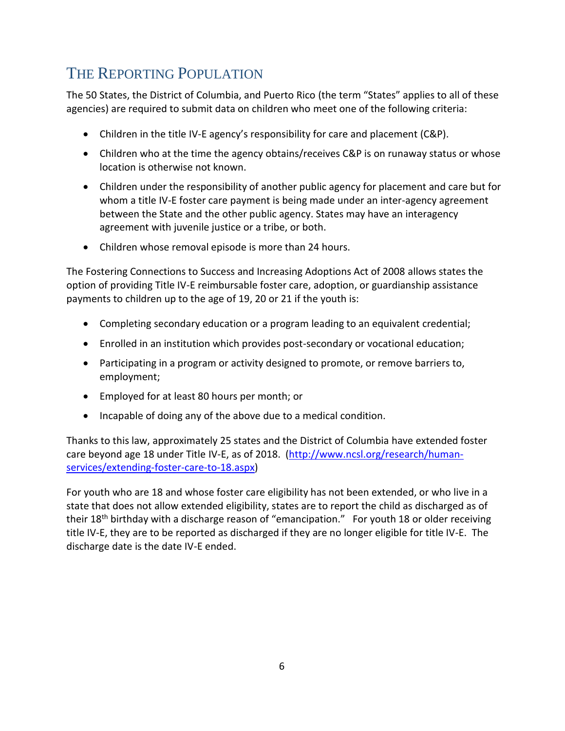## THE REPORTING POPULATION

The 50 States, the District of Columbia, and Puerto Rico (the term "States" applies to all of these agencies) are required to submit data on children who meet one of the following criteria:

- Children in the title IV-E agency's responsibility for care and placement (C&P).
- Children who at the time the agency obtains/receives C&P is on runaway status or whose location is otherwise not known.
- Children under the responsibility of another public agency for placement and care but for whom a title IV-E foster care payment is being made under an inter-agency agreement between the State and the other public agency. States may have an interagency agreement with juvenile justice or a tribe, or both.
- Children whose removal episode is more than 24 hours.

The Fostering Connections to Success and Increasing Adoptions Act of 2008 allows states the option of providing Title IV-E reimbursable foster care, adoption, or guardianship assistance payments to children up to the age of 19, 20 or 21 if the youth is:

- Completing secondary education or a program leading to an equivalent credential;
- Enrolled in an institution which provides post-secondary or vocational education;
- Participating in a program or activity designed to promote, or remove barriers to, employment;
- Employed for at least 80 hours per month; or
- Incapable of doing any of the above due to a medical condition.

Thanks to this law, approximately 25 states and the District of Columbia have extended foster care beyond age 18 under Title IV-E, as of 2018. ([http://www.ncsl.org/research/human-services/extending-foster-care-to-18.aspx](http://www.ncsl.org/research/human-services/extending-foster-care-to-18.aspx))

For youth who are 18 and whose foster care eligibility has not been extended, or who live in a state that does not allow extended eligibility, states are to report the child as discharged as of their 18th birthday with a discharge reason of "emancipation." For youth 18 or older receiving title IV-E, they are to be reported as discharged if they are no longer eligible for title IV-E. The discharge date is the date IV-E ended.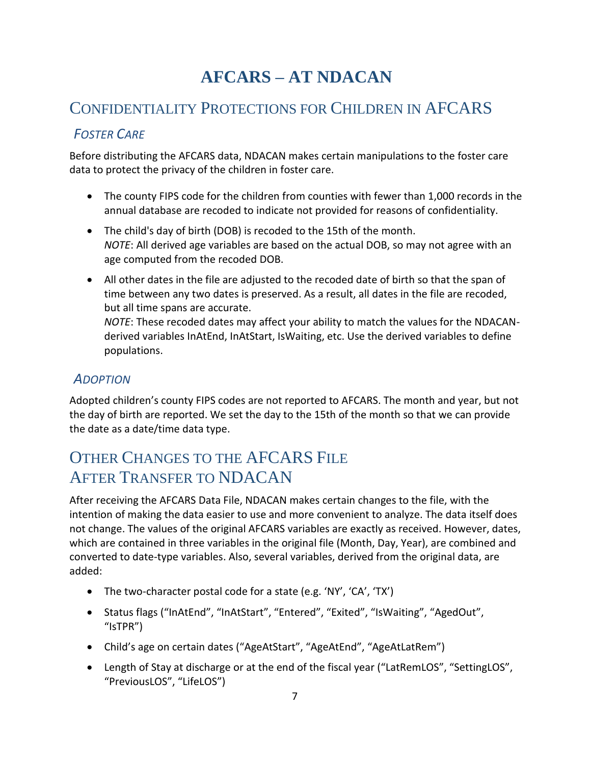# AFCARS – AT NDACAN

## CONFIDENTIALITY PROTECTIONS FOR CHILDREN IN AFCARS

### *FOSTER CARE*

Before distributing the AFCARS data, NDACAN makes certain manipulations to the foster care data to protect the privacy of the children in foster care.

- The county FIPS code for the children from counties with fewer than 1,000 records in the annual database are recoded to indicate not provided for reasons of confidentiality.
- The child's day of birth (DOB) is recoded to the 15th of the month.
  *NOTE*: All derived age variables are based on the actual DOB, so may not agree with an age computed from the recoded DOB.
- All other dates in the file are adjusted to the recoded date of birth so that the span of time between any two dates is preserved. As a result, all dates in the file are recoded, but all time spans are accurate.
  *NOTE*: These recoded dates may affect your ability to match the values for the NDACAN-derived variables InAtEnd, InAtStart, IsWaiting, etc. Use the derived variables to define populations.

### *ADOPTION*

Adopted children's county FIPS codes are not reported to AFCARS. The month and year, but not the day of birth are reported. We set the day to the 15th of the month so that we can provide the date as a date/time data type.

## OTHER CHANGES TO THE AFCARS FILE AFTER TRANSFER TO NDACAN

After receiving the AFCARS Data File, NDACAN makes certain changes to the file, with the intention of making the data easier to use and more convenient to analyze. The data itself does not change. The values of the original AFCARS variables are exactly as received. However, dates, which are contained in three variables in the original file (Month, Day, Year), are combined and converted to date-type variables. Also, several variables, derived from the original data, are added:

- The two-character postal code for a state (e.g. 'NY', 'CA', 'TX')
- Status flags ("InAtEnd", "InAtStart", "Entered", "Exited", "IsWaiting", "AgedOut", "IsTPR")
- Child's age on certain dates ("AgeAtStart", "AgeAtEnd", "AgeAtLatRem")
- Length of Stay at discharge or at the end of the fiscal year ("LatRemLOS", "SettingLOS", "PreviousLOS", "LifeLOS")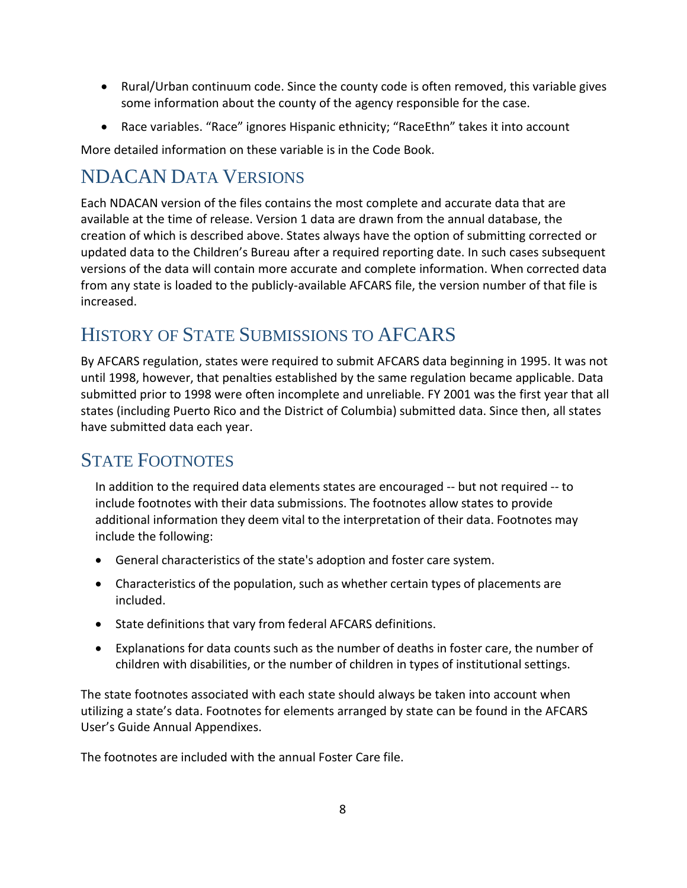- Rural/Urban continuum code. Since the county code is often removed, this variable gives some information about the county of the agency responsible for the case.
- Race variables. “Race” ignores Hispanic ethnicity; “RaceEthn” takes it into account

More detailed information on these variable is in the Code Book.

## NDACAN Data Versions

Each NDACAN version of the files contains the most complete and accurate data that are available at the time of release. Version 1 data are drawn from the annual database, the creation of which is described above. States always have the option of submitting corrected or updated data to the Children’s Bureau after a required reporting date. In such cases subsequent versions of the data will contain more accurate and complete information. When corrected data from any state is loaded to the publicly-available AFCARS file, the version number of that file is increased.

## History of State Submissions to AFCARS

By AFCARS regulation, states were required to submit AFCARS data beginning in 1995. It was not until 1998, however, that penalties established by the same regulation became applicable. Data submitted prior to 1998 were often incomplete and unreliable. FY 2001 was the first year that all states (including Puerto Rico and the District of Columbia) submitted data. Since then, all states have submitted data each year.

## State Footnotes

In addition to the required data elements states are encouraged -- but not required -- to include footnotes with their data submissions. The footnotes allow states to provide additional information they deem vital to the interpretation of their data. Footnotes may include the following:

- General characteristics of the state's adoption and foster care system.
- Characteristics of the population, such as whether certain types of placements are included.
- State definitions that vary from federal AFCARS definitions.
- Explanations for data counts such as the number of deaths in foster care, the number of children with disabilities, or the number of children in types of institutional settings.

The state footnotes associated with each state should always be taken into account when utilizing a state’s data. Footnotes for elements arranged by state can be found in the AFCARS User’s Guide Annual Appendixes.

The footnotes are included with the annual Foster Care file.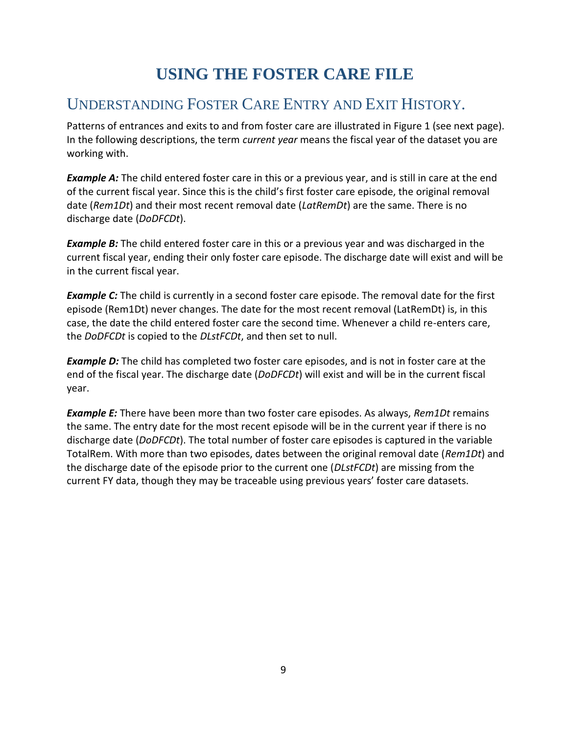# USING THE FOSTER CARE FILE

## UNDERSTANDING FOSTER CARE ENTRY AND EXIT HISTORY.

Patterns of entrances and exits to and from foster care are illustrated in Figure 1 (see next page). In the following descriptions, the term *current year* means the fiscal year of the dataset you are working with.

***Example A:*** The child entered foster care in this or a previous year, and is still in care at the end of the current fiscal year. Since this is the child's first foster care episode, the original removal date (*Rem1Dt*) and their most recent removal date (*LatRemDt*) are the same. There is no discharge date (*DoDFCDt*).

***Example B:*** The child entered foster care in this or a previous year and was discharged in the current fiscal year, ending their only foster care episode. The discharge date will exist and will be in the current fiscal year.

***Example C:*** The child is currently in a second foster care episode. The removal date for the first episode (Rem1Dt) never changes. The date for the most recent removal (LatRemDt) is, in this case, the date the child entered foster care the second time. Whenever a child re-enters care, the *DoDFCDt* is copied to the *DLstFCDt*, and then set to null.

***Example D:*** The child has completed two foster care episodes, and is not in foster care at the end of the fiscal year. The discharge date (*DoDFCDt*) will exist and will be in the current fiscal year.

***Example E:*** There have been more than two foster care episodes. As always, *Rem1Dt* remains the same. The entry date for the most recent episode will be in the current year if there is no discharge date (*DoDFCDt*). The total number of foster care episodes is captured in the variable TotalRem. With more than two episodes, dates between the original removal date (*Rem1Dt*) and the discharge date of the episode prior to the current one (*DLstFCDt*) are missing from the current FY data, though they may be traceable using previous years' foster care datasets.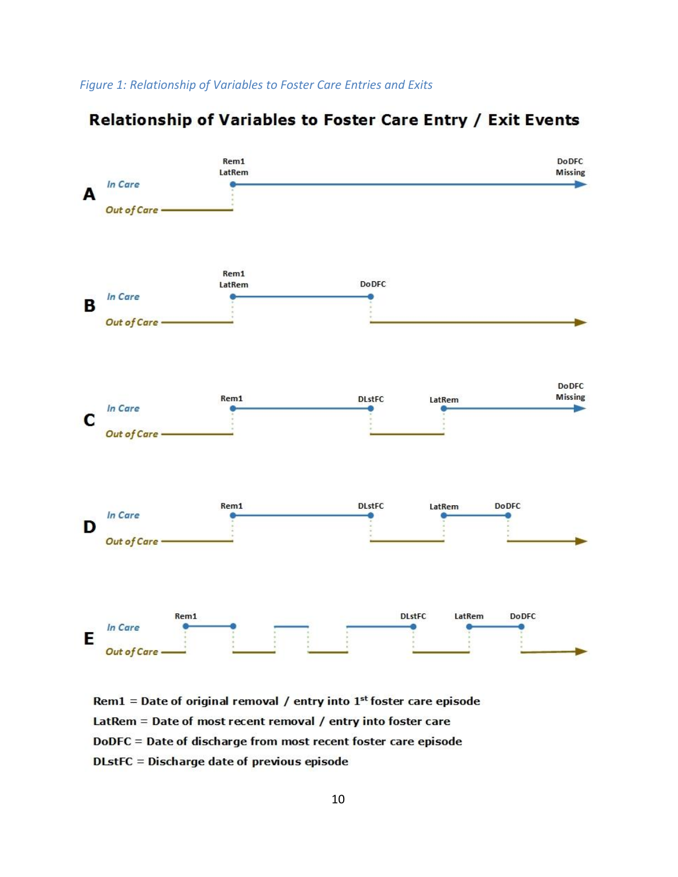*Figure 1: Relationship of Variables to Foster Care Entries and Exits*

**Relationship of Variables to Foster Care Entry / Exit Events**

**A**

*In Care* — Rem1 / LatRem — DoDFC Missing

*Out of Care*

**B**

*In Care* — Rem1 / LatRem — DoDFC

*Out of Care*

**C**

*In Care* — Rem1 — DLstFC — LatRem — DoDFC Missing

*Out of Care*

**D**

*In Care* — Rem1 — DLstFC — LatRem — DoDFC

*Out of Care*

**E**

*In Care* — Rem1 — DLstFC — LatRem — DoDFC

*Out of Care*

**Rem1** = Date of original removal / entry into 1st foster care episode

**LatRem** = Date of most recent removal / entry into foster care

**DoDFC** = Date of discharge from most recent foster care episode

**DLstFC** = Discharge date of previous episode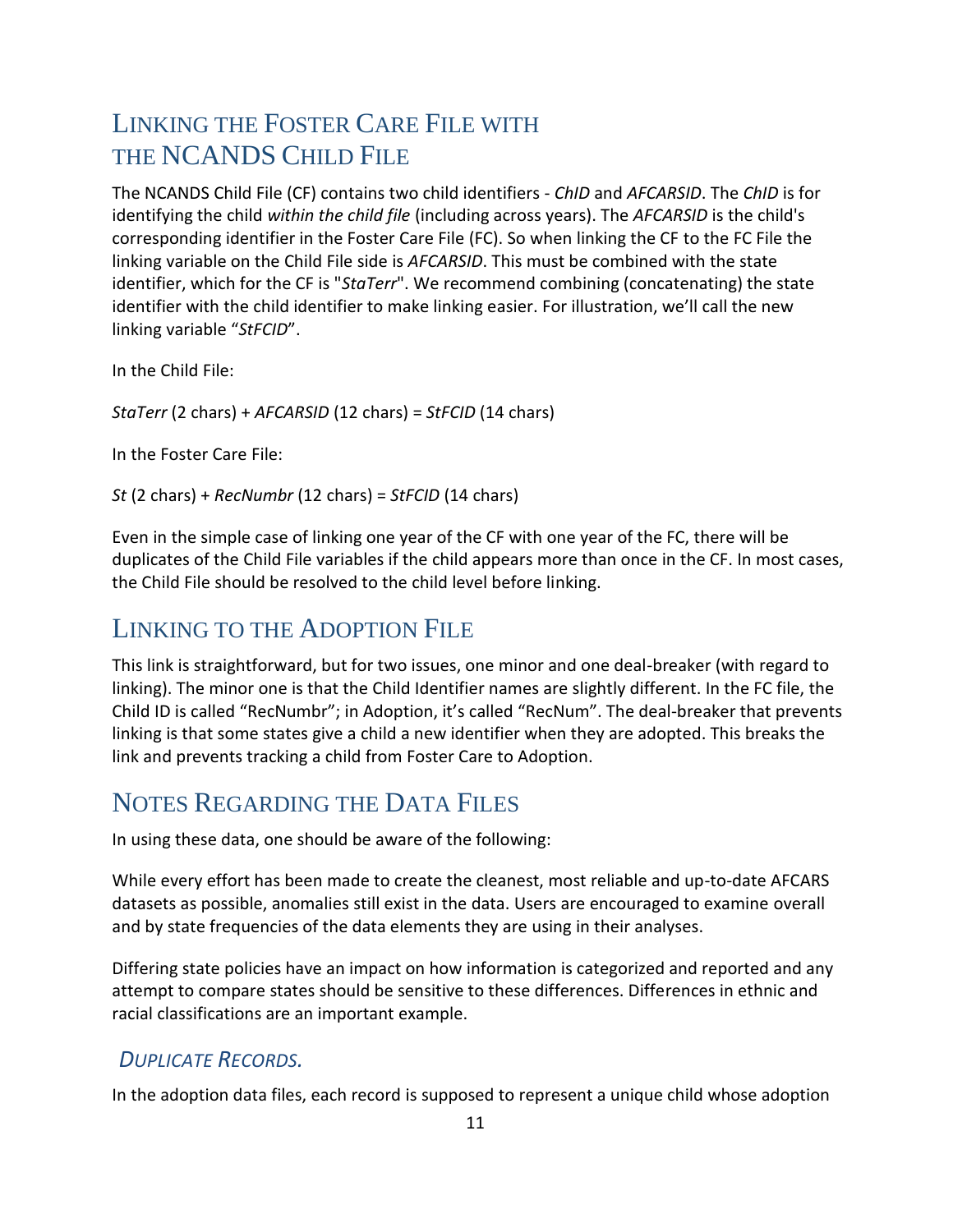## Linking the Foster Care File with the NCANDS Child File

The NCANDS Child File (CF) contains two child identifiers - *ChID* and *AFCARSID*. The *ChID* is for identifying the child *within the child file* (including across years). The *AFCARSID* is the child's corresponding identifier in the Foster Care File (FC). So when linking the CF to the FC File the linking variable on the Child File side is *AFCARSID*. This must be combined with the state identifier, which for the CF is "*StaTerr*". We recommend combining (concatenating) the state identifier with the child identifier to make linking easier. For illustration, we'll call the new linking variable "*StFCID*".

In the Child File:

*StaTerr* (2 chars) + *AFCARSID* (12 chars) = *StFCID* (14 chars)

In the Foster Care File:

*St* (2 chars) + *RecNumbr* (12 chars) = *StFCID* (14 chars)

Even in the simple case of linking one year of the CF with one year of the FC, there will be duplicates of the Child File variables if the child appears more than once in the CF. In most cases, the Child File should be resolved to the child level before linking.

## Linking to the Adoption File

This link is straightforward, but for two issues, one minor and one deal-breaker (with regard to linking). The minor one is that the Child Identifier names are slightly different. In the FC file, the Child ID is called "RecNumbr"; in Adoption, it's called "RecNum". The deal-breaker that prevents linking is that some states give a child a new identifier when they are adopted. This breaks the link and prevents tracking a child from Foster Care to Adoption.

## Notes Regarding the Data Files

In using these data, one should be aware of the following:

While every effort has been made to create the cleanest, most reliable and up-to-date AFCARS datasets as possible, anomalies still exist in the data. Users are encouraged to examine overall and by state frequencies of the data elements they are using in their analyses.

Differing state policies have an impact on how information is categorized and reported and any attempt to compare states should be sensitive to these differences. Differences in ethnic and racial classifications are an important example.

### *Duplicate Records.*

In the adoption data files, each record is supposed to represent a unique child whose adoption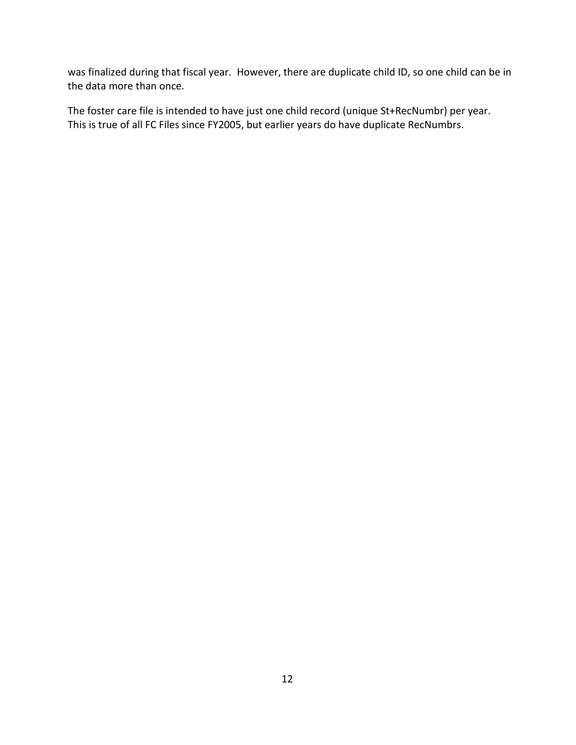was finalized during that fiscal year. However, there are duplicate child ID, so one child can be in the data more than once.

The foster care file is intended to have just one child record (unique St+RecNumbr) per year. This is true of all FC Files since FY2005, but earlier years do have duplicate RecNumbrs.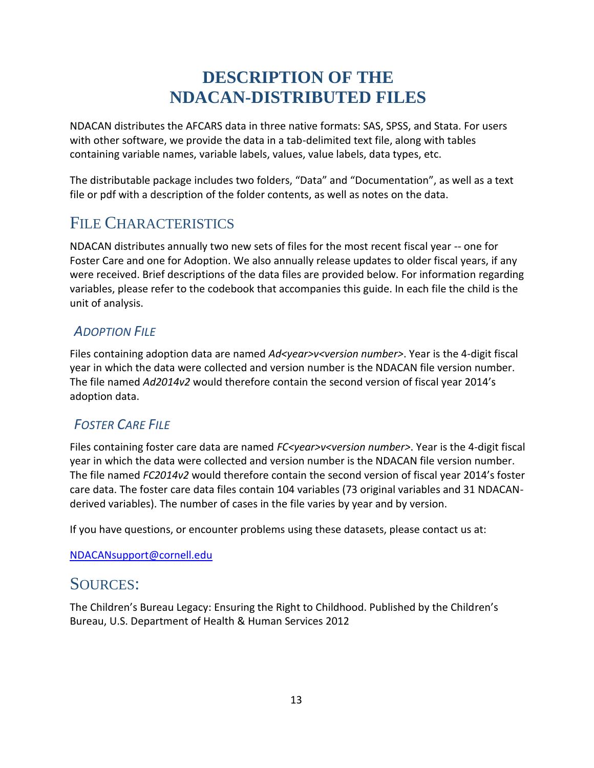# DESCRIPTION OF THE NDACAN-DISTRIBUTED FILES

NDACAN distributes the AFCARS data in three native formats: SAS, SPSS, and Stata. For users with other software, we provide the data in a tab-delimited text file, along with tables containing variable names, variable labels, values, value labels, data types, etc.

The distributable package includes two folders, "Data" and "Documentation", as well as a text file or pdf with a description of the folder contents, as well as notes on the data.

## FILE CHARACTERISTICS

NDACAN distributes annually two new sets of files for the most recent fiscal year -- one for Foster Care and one for Adoption. We also annually release updates to older fiscal years, if any were received. Brief descriptions of the data files are provided below. For information regarding variables, please refer to the codebook that accompanies this guide. In each file the child is the unit of analysis.

### *ADOPTION FILE*

Files containing adoption data are named *Ad<year>v<version number>*. Year is the 4-digit fiscal year in which the data were collected and version number is the NDACAN file version number. The file named *Ad2014v2* would therefore contain the second version of fiscal year 2014's adoption data.

### *FOSTER CARE FILE*

Files containing foster care data are named *FC<year>v<version number>*. Year is the 4-digit fiscal year in which the data were collected and version number is the NDACAN file version number. The file named *FC2014v2* would therefore contain the second version of fiscal year 2014's foster care data. The foster care data files contain 104 variables (73 original variables and 31 NDACAN-derived variables). The number of cases in the file varies by year and by version.

If you have questions, or encounter problems using these datasets, please contact us at:

NDACANsupport@cornell.edu

## SOURCES:

The Children's Bureau Legacy: Ensuring the Right to Childhood. Published by the Children's Bureau, U.S. Department of Health & Human Services 2012